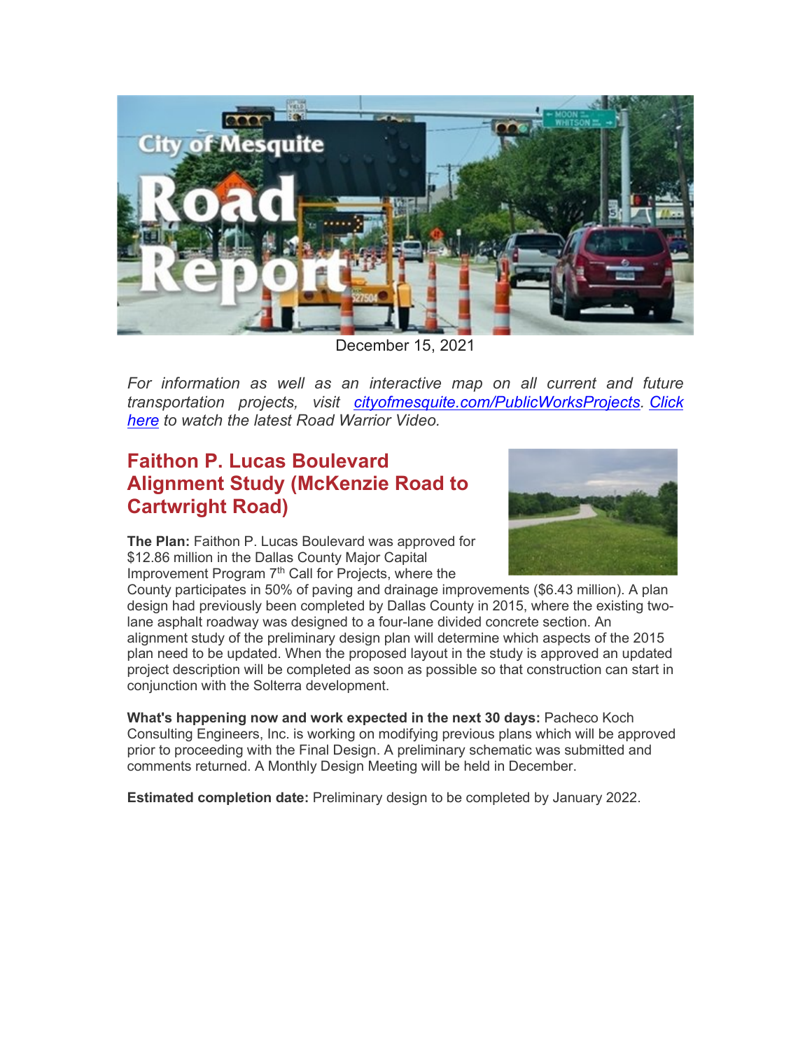December 15, 2021

*For information as well as an interactive map on all current and future transportation projects, visit [cityofmesquite.com/PublicWorksProjects](cityofmesquite.com/PublicWorksProjects). [Click here](#) to watch the latest Road Warrior Video.*

## Faithon P. Lucas Boulevard Alignment Study (McKenzie Road to Cartwright Road)

**The Plan:** Faithon P. Lucas Boulevard was approved for $12.86 million in the Dallas County Major Capital Improvement Program 7th Call for Projects, where the County participates in 50% of paving and drainage improvements ($6.43 million). A plan design had previously been completed by Dallas County in 2015, where the existing two-lane asphalt roadway was designed to a four-lane divided concrete section. An alignment study of the preliminary design plan will determine which aspects of the 2015 plan need to be updated. When the proposed layout in the study is approved an updated project description will be completed as soon as possible so that construction can start in conjunction with the Solterra development.

**What's happening now and work expected in the next 30 days:** Pacheco Koch Consulting Engineers, Inc. is working on modifying previous plans which will be approved prior to proceeding with the Final Design. A preliminary schematic was submitted and comments returned. A Monthly Design Meeting will be held in December.

**Estimated completion date:** Preliminary design to be completed by January 2022.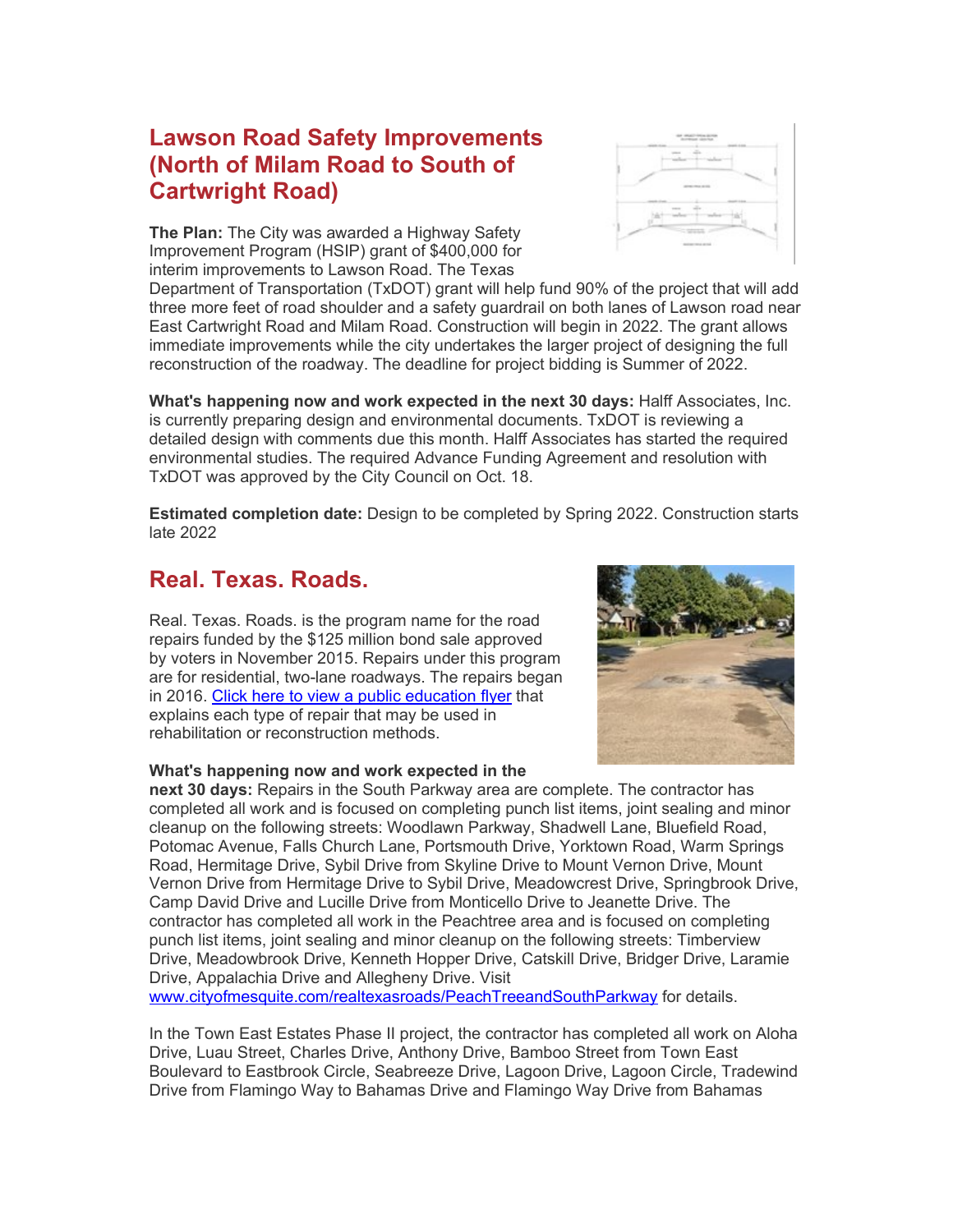## Lawson Road Safety Improvements (North of Milam Road to South of Cartwright Road)

**The Plan:** The City was awarded a Highway Safety Improvement Program (HSIP) grant of $400,000 for interim improvements to Lawson Road. The Texas Department of Transportation (TxDOT) grant will help fund 90% of the project that will add three more feet of road shoulder and a safety guardrail on both lanes of Lawson road near East Cartwright Road and Milam Road. Construction will begin in 2022. The grant allows immediate improvements while the city undertakes the larger project of designing the full reconstruction of the roadway. The deadline for project bidding is Summer of 2022.

**What's happening now and work expected in the next 30 days:** Halff Associates, Inc. is currently preparing design and environmental documents. TxDOT is reviewing a detailed design with comments due this month. Halff Associates has started the required environmental studies. The required Advance Funding Agreement and resolution with TxDOT was approved by the City Council on Oct. 18.

**Estimated completion date:** Design to be completed by Spring 2022. Construction starts late 2022

## Real. Texas. Roads.

Real. Texas. Roads. is the program name for the road repairs funded by the $125 million bond sale approved by voters in November 2015. Repairs under this program are for residential, two-lane roadways. The repairs began in 2016. [Click here to view a public education flyer]() that explains each type of repair that may be used in rehabilitation or reconstruction methods.

**What's happening now and work expected in the next 30 days:** Repairs in the South Parkway area are complete. The contractor has completed all work and is focused on completing punch list items, joint sealing and minor cleanup on the following streets: Woodlawn Parkway, Shadwell Lane, Bluefield Road, Potomac Avenue, Falls Church Lane, Portsmouth Drive, Yorktown Road, Warm Springs Road, Hermitage Drive, Sybil Drive from Skyline Drive to Mount Vernon Drive, Mount Vernon Drive from Hermitage Drive to Sybil Drive, Meadowcrest Drive, Springbrook Drive, Camp David Drive and Lucille Drive from Monticello Drive to Jeanette Drive. The contractor has completed all work in the Peachtree area and is focused on completing punch list items, joint sealing and minor cleanup on the following streets: Timberview Drive, Meadowbrook Drive, Kenneth Hopper Drive, Catskill Drive, Bridger Drive, Laramie Drive, Appalachia Drive and Allegheny Drive. Visit [www.cityofmesquite.com/realtexasroads/PeachTreeandSouthParkway](www.cityofmesquite.com/realtexasroads/PeachTreeandSouthParkway) for details.

In the Town East Estates Phase II project, the contractor has completed all work on Aloha Drive, Luau Street, Charles Drive, Anthony Drive, Bamboo Street from Town East Boulevard to Eastbrook Circle, Seabreeze Drive, Lagoon Drive, Lagoon Circle, Tradewind Drive from Flamingo Way to Bahamas Drive and Flamingo Way Drive from Bahamas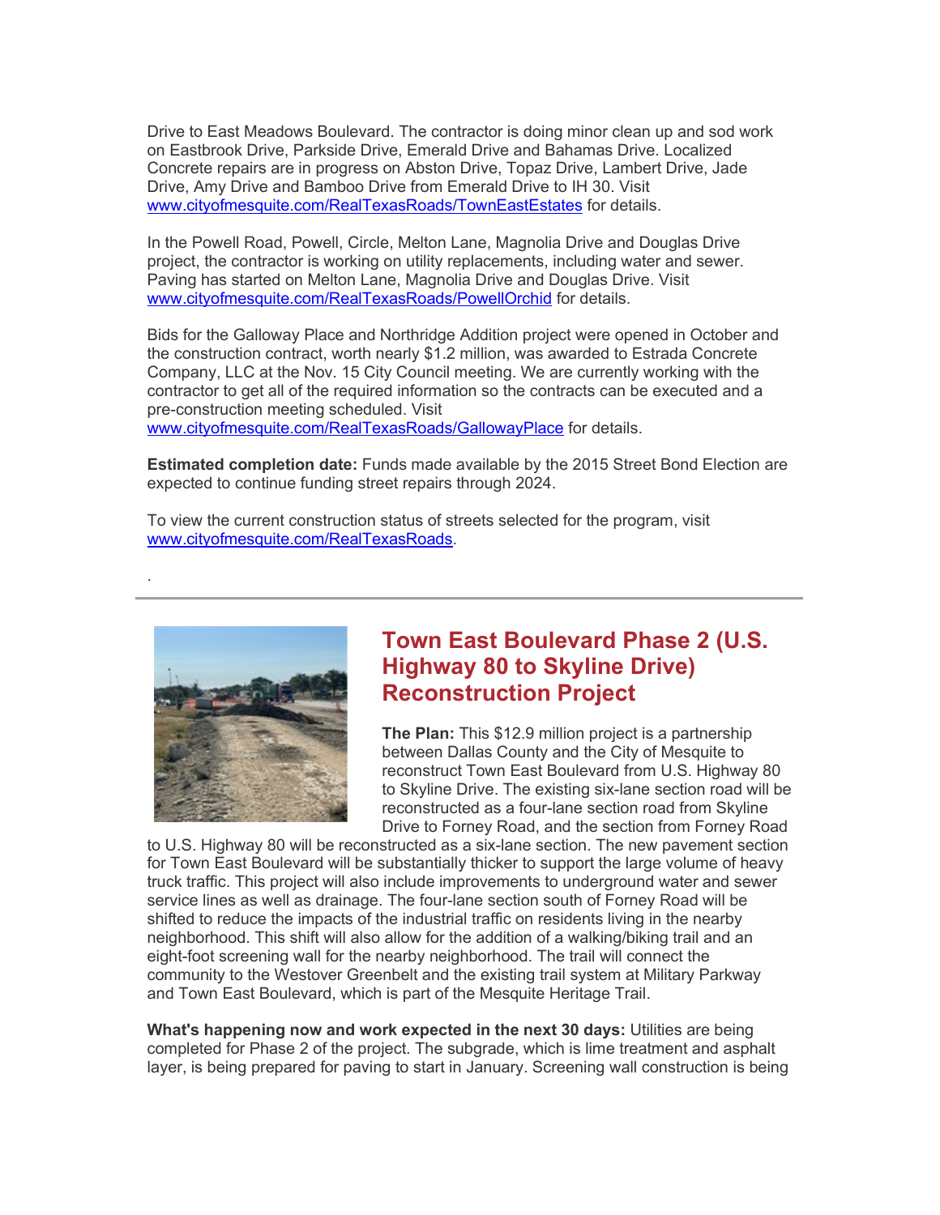Drive to East Meadows Boulevard. The contractor is doing minor clean up and sod work on Eastbrook Drive, Parkside Drive, Emerald Drive and Bahamas Drive. Localized Concrete repairs are in progress on Abston Drive, Topaz Drive, Lambert Drive, Jade Drive, Amy Drive and Bamboo Drive from Emerald Drive to IH 30. Visit [www.cityofmesquite.com/RealTexasRoads/TownEastEstates](www.cityofmesquite.com/RealTexasRoads/TownEastEstates) for details.

In the Powell Road, Powell, Circle, Melton Lane, Magnolia Drive and Douglas Drive project, the contractor is working on utility replacements, including water and sewer. Paving has started on Melton Lane, Magnolia Drive and Douglas Drive. Visit [www.cityofmesquite.com/RealTexasRoads/PowellOrchid](www.cityofmesquite.com/RealTexasRoads/PowellOrchid) for details.

Bids for the Galloway Place and Northridge Addition project were opened in October and the construction contract, worth nearly $1.2 million, was awarded to Estrada Concrete Company, LLC at the Nov. 15 City Council meeting. We are currently working with the contractor to get all of the required information so the contracts can be executed and a pre-construction meeting scheduled. Visit [www.cityofmesquite.com/RealTexasRoads/GallowayPlace](www.cityofmesquite.com/RealTexasRoads/GallowayPlace) for details.

**Estimated completion date:** Funds made available by the 2015 Street Bond Election are expected to continue funding street repairs through 2024.

To view the current construction status of streets selected for the program, visit [www.cityofmesquite.com/RealTexasRoads](www.cityofmesquite.com/RealTexasRoads).

.

---

## Town East Boulevard Phase 2 (U.S. Highway 80 to Skyline Drive) Reconstruction Project

**The Plan:** This $12.9 million project is a partnership between Dallas County and the City of Mesquite to reconstruct Town East Boulevard from U.S. Highway 80 to Skyline Drive. The existing six-lane section road will be reconstructed as a four-lane section road from Skyline Drive to Forney Road, and the section from Forney Road to U.S. Highway 80 will be reconstructed as a six-lane section. The new pavement section for Town East Boulevard will be substantially thicker to support the large volume of heavy truck traffic. This project will also include improvements to underground water and sewer service lines as well as drainage. The four-lane section south of Forney Road will be shifted to reduce the impacts of the industrial traffic on residents living in the nearby neighborhood. This shift will also allow for the addition of a walking/biking trail and an eight-foot screening wall for the nearby neighborhood. The trail will connect the community to the Westover Greenbelt and the existing trail system at Military Parkway and Town East Boulevard, which is part of the Mesquite Heritage Trail.

**What's happening now and work expected in the next 30 days:** Utilities are being completed for Phase 2 of the project. The subgrade, which is lime treatment and asphalt layer, is being prepared for paving to start in January. Screening wall construction is being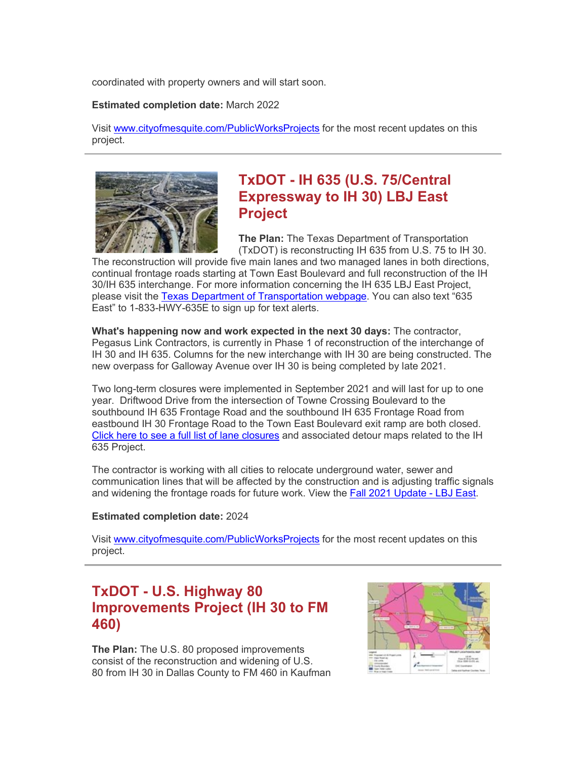coordinated with property owners and will start soon.

**Estimated completion date:** March 2022

Visit www.cityofmesquite.com/PublicWorksProjects for the most recent updates on this project.

---

## TxDOT - IH 635 (U.S. 75/Central Expressway to IH 30) LBJ East Project

**The Plan:** The Texas Department of Transportation (TxDOT) is reconstructing IH 635 from U.S. 75 to IH 30. The reconstruction will provide five main lanes and two managed lanes in both directions, continual frontage roads starting at Town East Boulevard and full reconstruction of the IH 30/IH 635 interchange. For more information concerning the IH 635 LBJ East Project, please visit the Texas Department of Transportation webpage. You can also text "635 East" to 1-833-HWY-635E to sign up for text alerts.

**What's happening now and work expected in the next 30 days:** The contractor, Pegasus Link Contractors, is currently in Phase 1 of reconstruction of the interchange of IH 30 and IH 635. Columns for the new interchange with IH 30 are being constructed. The new overpass for Galloway Avenue over IH 30 is being completed by late 2021.

Two long-term closures were implemented in September 2021 and will last for up to one year. Driftwood Drive from the intersection of Towne Crossing Boulevard to the southbound IH 635 Frontage Road and the southbound IH 635 Frontage Road from eastbound IH 30 Frontage Road to the Town East Boulevard exit ramp are both closed. Click here to see a full list of lane closures and associated detour maps related to the IH 635 Project.

The contractor is working with all cities to relocate underground water, sewer and communication lines that will be affected by the construction and is adjusting traffic signals and widening the frontage roads for future work. View the Fall 2021 Update - LBJ East.

**Estimated completion date:** 2024

Visit www.cityofmesquite.com/PublicWorksProjects for the most recent updates on this project.

---

## TxDOT - U.S. Highway 80 Improvements Project (IH 30 to FM 460)

**The Plan:** The U.S. 80 proposed improvements consist of the reconstruction and widening of U.S. 80 from IH 30 in Dallas County to FM 460 in Kaufman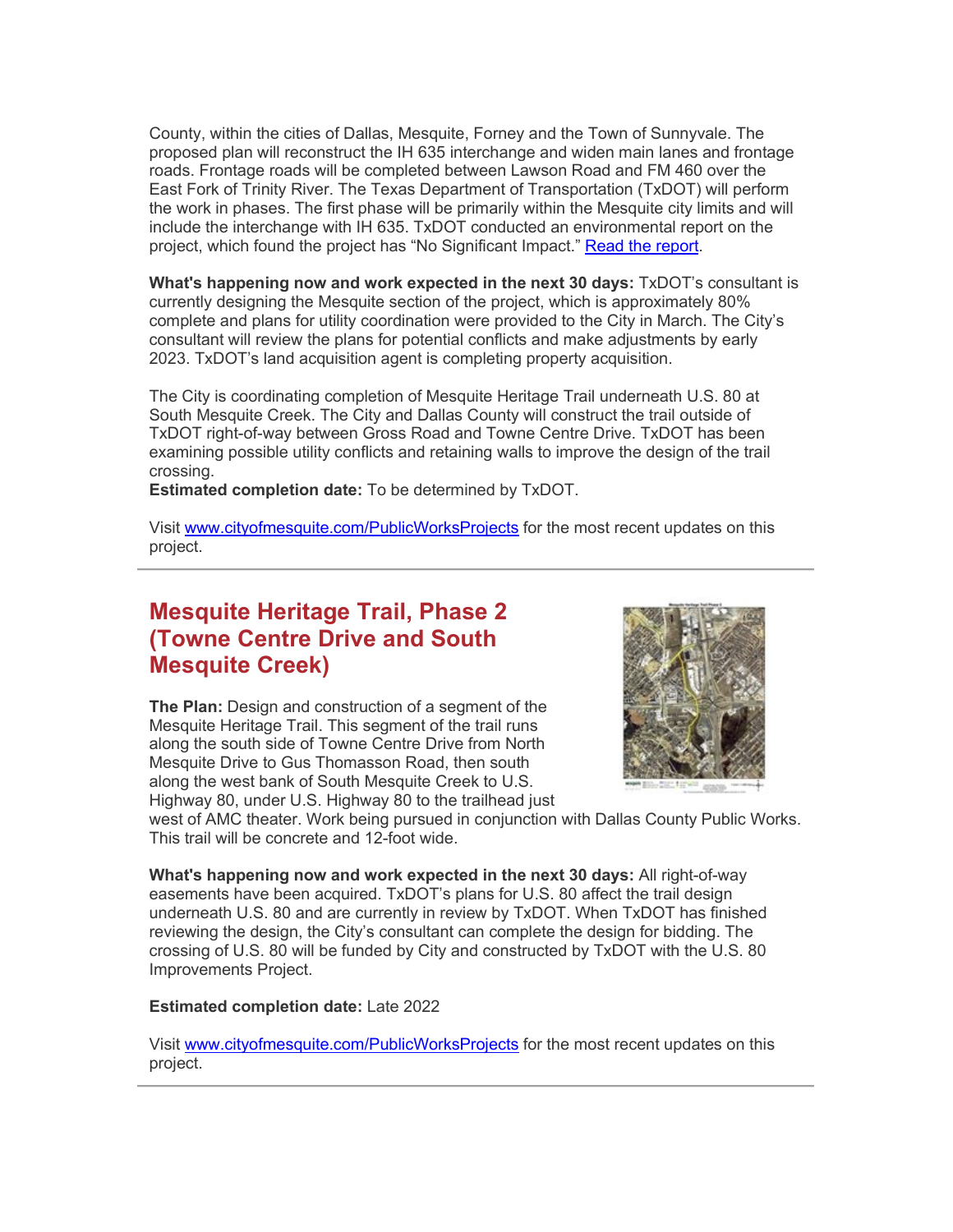County, within the cities of Dallas, Mesquite, Forney and the Town of Sunnyvale. The proposed plan will reconstruct the IH 635 interchange and widen main lanes and frontage roads. Frontage roads will be completed between Lawson Road and FM 460 over the East Fork of Trinity River. The Texas Department of Transportation (TxDOT) will perform the work in phases. The first phase will be primarily within the Mesquite city limits and will include the interchange with IH 635. TxDOT conducted an environmental report on the project, which found the project has "No Significant Impact." [Read the report](#).

**What's happening now and work expected in the next 30 days:** TxDOT's consultant is currently designing the Mesquite section of the project, which is approximately 80% complete and plans for utility coordination were provided to the City in March. The City's consultant will review the plans for potential conflicts and make adjustments by early 2023. TxDOT's land acquisition agent is completing property acquisition.

The City is coordinating completion of Mesquite Heritage Trail underneath U.S. 80 at South Mesquite Creek. The City and Dallas County will construct the trail outside of TxDOT right-of-way between Gross Road and Towne Centre Drive. TxDOT has been examining possible utility conflicts and retaining walls to improve the design of the trail crossing.
**Estimated completion date:** To be determined by TxDOT.

Visit [www.cityofmesquite.com/PublicWorksProjects](www.cityofmesquite.com/PublicWorksProjects) for the most recent updates on this project.

---

## Mesquite Heritage Trail, Phase 2 (Towne Centre Drive and South Mesquite Creek)

**The Plan:** Design and construction of a segment of the Mesquite Heritage Trail. This segment of the trail runs along the south side of Towne Centre Drive from North Mesquite Drive to Gus Thomasson Road, then south along the west bank of South Mesquite Creek to U.S. Highway 80, under U.S. Highway 80 to the trailhead just west of AMC theater. Work being pursued in conjunction with Dallas County Public Works. This trail will be concrete and 12-foot wide.

**What's happening now and work expected in the next 30 days:** All right-of-way easements have been acquired. TxDOT's plans for U.S. 80 affect the trail design underneath U.S. 80 and are currently in review by TxDOT. When TxDOT has finished reviewing the design, the City's consultant can complete the design for bidding. The crossing of U.S. 80 will be funded by City and constructed by TxDOT with the U.S. 80 Improvements Project.

**Estimated completion date:** Late 2022

Visit [www.cityofmesquite.com/PublicWorksProjects](www.cityofmesquite.com/PublicWorksProjects) for the most recent updates on this project.

---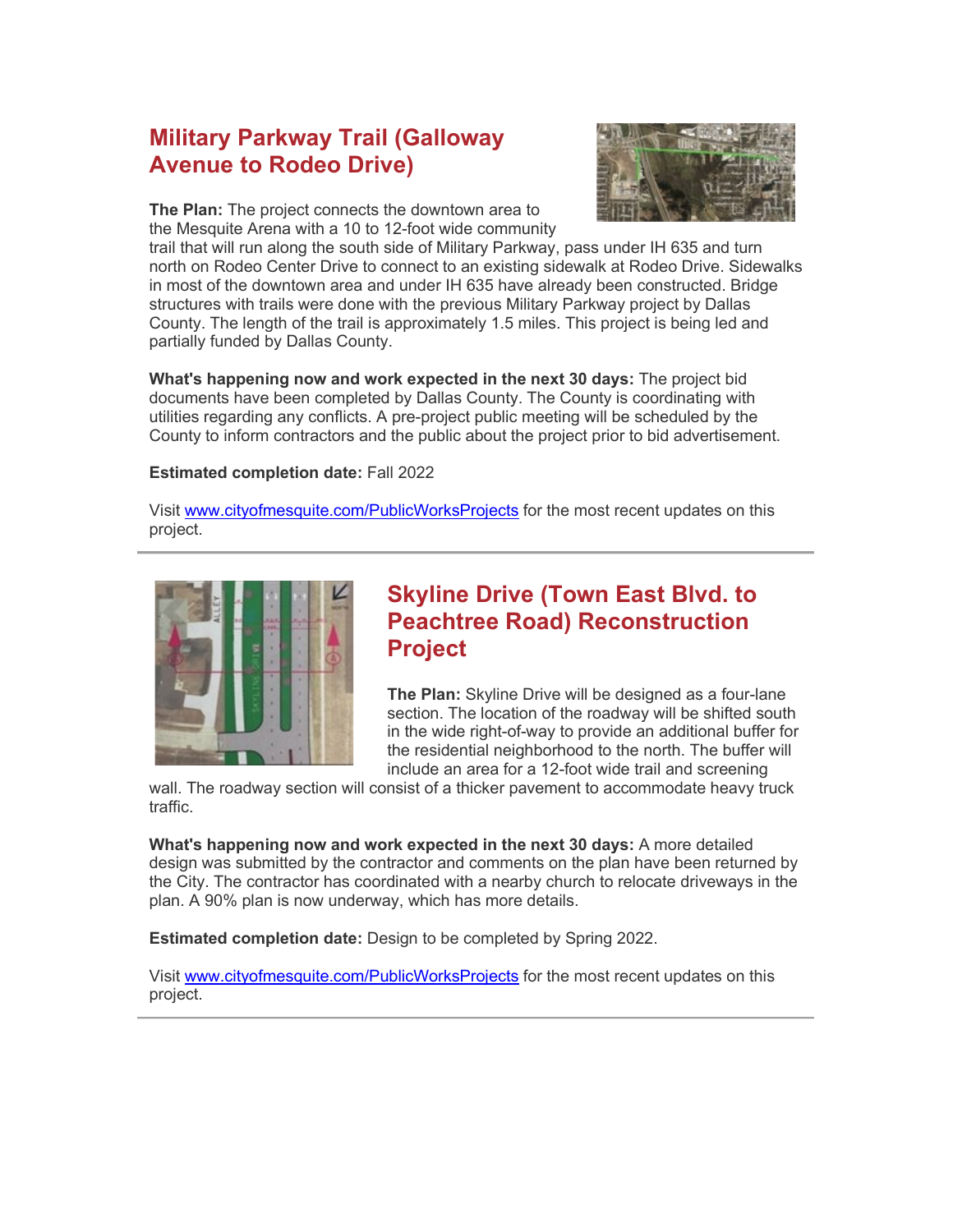## Military Parkway Trail (Galloway Avenue to Rodeo Drive)

**The Plan:** The project connects the downtown area to the Mesquite Arena with a 10 to 12-foot wide community trail that will run along the south side of Military Parkway, pass under IH 635 and turn north on Rodeo Center Drive to connect to an existing sidewalk at Rodeo Drive. Sidewalks in most of the downtown area and under IH 635 have already been constructed. Bridge structures with trails were done with the previous Military Parkway project by Dallas County. The length of the trail is approximately 1.5 miles. This project is being led and partially funded by Dallas County.

**What's happening now and work expected in the next 30 days:** The project bid documents have been completed by Dallas County. The County is coordinating with utilities regarding any conflicts. A pre-project public meeting will be scheduled by the County to inform contractors and the public about the project prior to bid advertisement.

**Estimated completion date:** Fall 2022

Visit [www.cityofmesquite.com/PublicWorksProjects](http://www.cityofmesquite.com/PublicWorksProjects) for the most recent updates on this project.

---

## Skyline Drive (Town East Blvd. to Peachtree Road) Reconstruction Project

**The Plan:** Skyline Drive will be designed as a four-lane section. The location of the roadway will be shifted south in the wide right-of-way to provide an additional buffer for the residential neighborhood to the north. The buffer will include an area for a 12-foot wide trail and screening wall. The roadway section will consist of a thicker pavement to accommodate heavy truck traffic.

**What's happening now and work expected in the next 30 days:** A more detailed design was submitted by the contractor and comments on the plan have been returned by the City. The contractor has coordinated with a nearby church to relocate driveways in the plan. A 90% plan is now underway, which has more details.

**Estimated completion date:** Design to be completed by Spring 2022.

Visit [www.cityofmesquite.com/PublicWorksProjects](http://www.cityofmesquite.com/PublicWorksProjects) for the most recent updates on this project.

---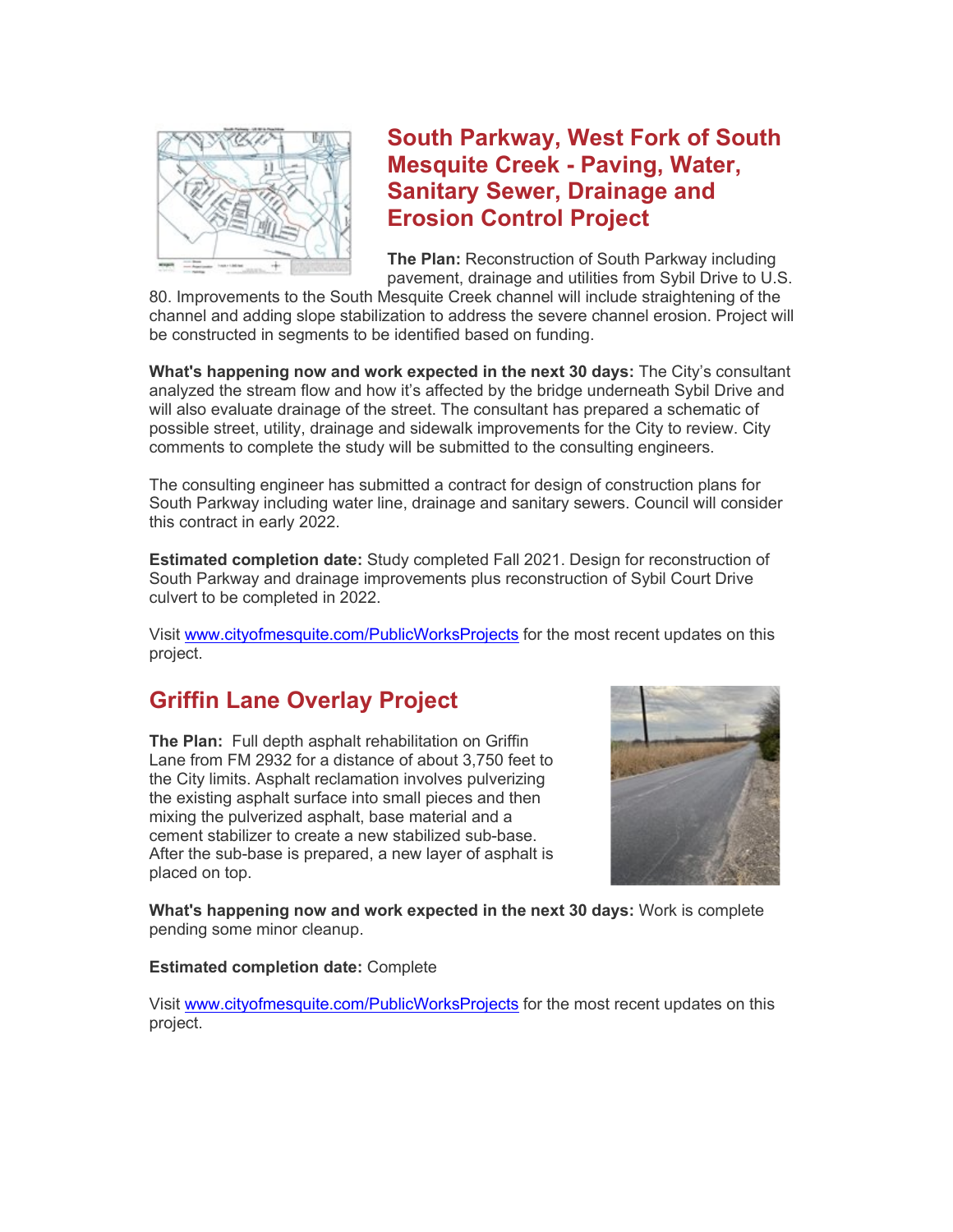## South Parkway, West Fork of South Mesquite Creek - Paving, Water, Sanitary Sewer, Drainage and Erosion Control Project

**The Plan:** Reconstruction of South Parkway including pavement, drainage and utilities from Sybil Drive to U.S. 80. Improvements to the South Mesquite Creek channel will include straightening of the channel and adding slope stabilization to address the severe channel erosion. Project will be constructed in segments to be identified based on funding.

**What's happening now and work expected in the next 30 days:** The City's consultant analyzed the stream flow and how it's affected by the bridge underneath Sybil Drive and will also evaluate drainage of the street. The consultant has prepared a schematic of possible street, utility, drainage and sidewalk improvements for the City to review. City comments to complete the study will be submitted to the consulting engineers.

The consulting engineer has submitted a contract for design of construction plans for South Parkway including water line, drainage and sanitary sewers. Council will consider this contract in early 2022.

**Estimated completion date:** Study completed Fall 2021. Design for reconstruction of South Parkway and drainage improvements plus reconstruction of Sybil Court Drive culvert to be completed in 2022.

Visit www.cityofmesquite.com/PublicWorksProjects for the most recent updates on this project.

## Griffin Lane Overlay Project

**The Plan:** Full depth asphalt rehabilitation on Griffin Lane from FM 2932 for a distance of about 3,750 feet to the City limits. Asphalt reclamation involves pulverizing the existing asphalt surface into small pieces and then mixing the pulverized asphalt, base material and a cement stabilizer to create a new stabilized sub-base. After the sub-base is prepared, a new layer of asphalt is placed on top.

**What's happening now and work expected in the next 30 days:** Work is complete pending some minor cleanup.

**Estimated completion date:** Complete

Visit www.cityofmesquite.com/PublicWorksProjects for the most recent updates on this project.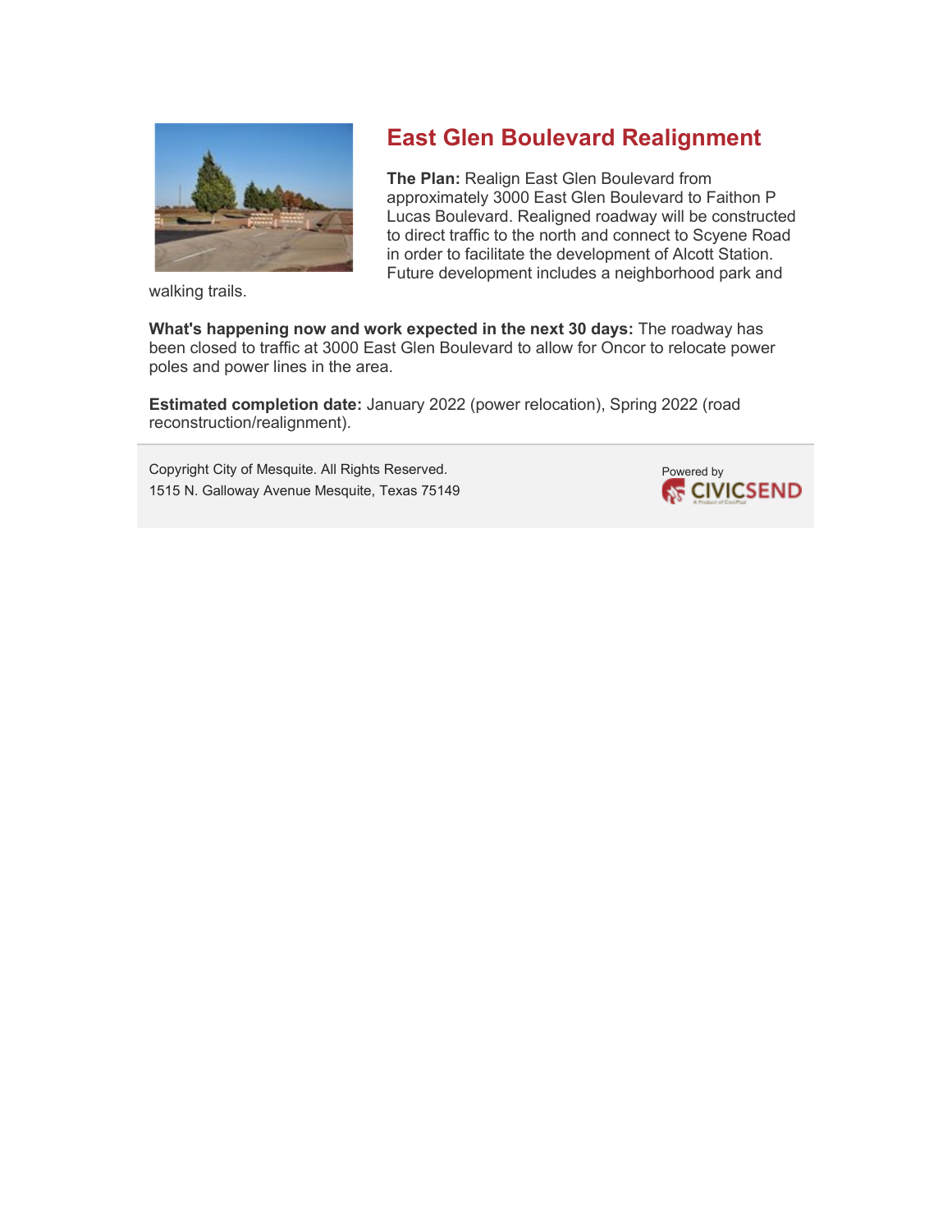## East Glen Boulevard Realignment

**The Plan:** Realign East Glen Boulevard from approximately 3000 East Glen Boulevard to Faithon P Lucas Boulevard. Realigned roadway will be constructed to direct traffic to the north and connect to Scyene Road in order to facilitate the development of Alcott Station. Future development includes a neighborhood park and walking trails.

**What's happening now and work expected in the next 30 days:** The roadway has been closed to traffic at 3000 East Glen Boulevard to allow for Oncor to relocate power poles and power lines in the area.

**Estimated completion date:** January 2022 (power relocation), Spring 2022 (road reconstruction/realignment).

Copyright City of Mesquite. All Rights Reserved.
1515 N. Galloway Avenue Mesquite, Texas 75149

Powered by CIVICSEND